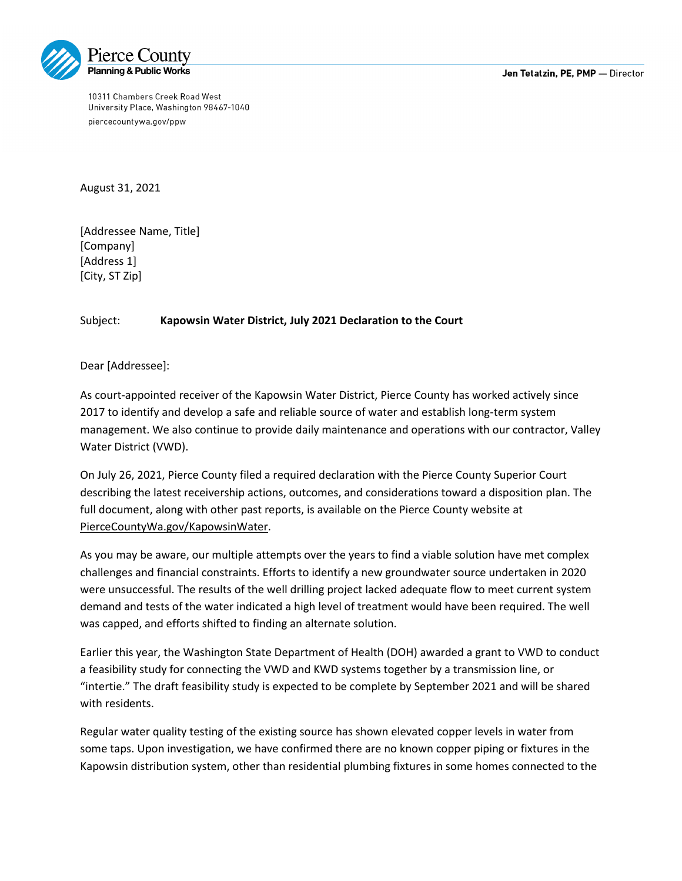Pierce County
Planning & Public Works

**Jen Tetatzin, PE, PMP** — Director

10311 Chambers Creek Road West
University Place, Washington 98467-1040
piercecountywa.gov/ppw

August 31, 2021

[Addressee Name, Title]
[Company]
[Address 1]
[City, ST Zip]

Subject: **Kapowsin Water District, July 2021 Declaration to the Court**

Dear [Addressee]:

As court-appointed receiver of the Kapowsin Water District, Pierce County has worked actively since 2017 to identify and develop a safe and reliable source of water and establish long-term system management. We also continue to provide daily maintenance and operations with our contractor, Valley Water District (VWD).

On July 26, 2021, Pierce County filed a required declaration with the Pierce County Superior Court describing the latest receivership actions, outcomes, and considerations toward a disposition plan. The full document, along with other past reports, is available on the Pierce County website at PierceCountyWa.gov/KapowsinWater.

As you may be aware, our multiple attempts over the years to find a viable solution have met complex challenges and financial constraints. Efforts to identify a new groundwater source undertaken in 2020 were unsuccessful. The results of the well drilling project lacked adequate flow to meet current system demand and tests of the water indicated a high level of treatment would have been required. The well was capped, and efforts shifted to finding an alternate solution.

Earlier this year, the Washington State Department of Health (DOH) awarded a grant to VWD to conduct a feasibility study for connecting the VWD and KWD systems together by a transmission line, or "intertie." The draft feasibility study is expected to be complete by September 2021 and will be shared with residents.

Regular water quality testing of the existing source has shown elevated copper levels in water from some taps. Upon investigation, we have confirmed there are no known copper piping or fixtures in the Kapowsin distribution system, other than residential plumbing fixtures in some homes connected to the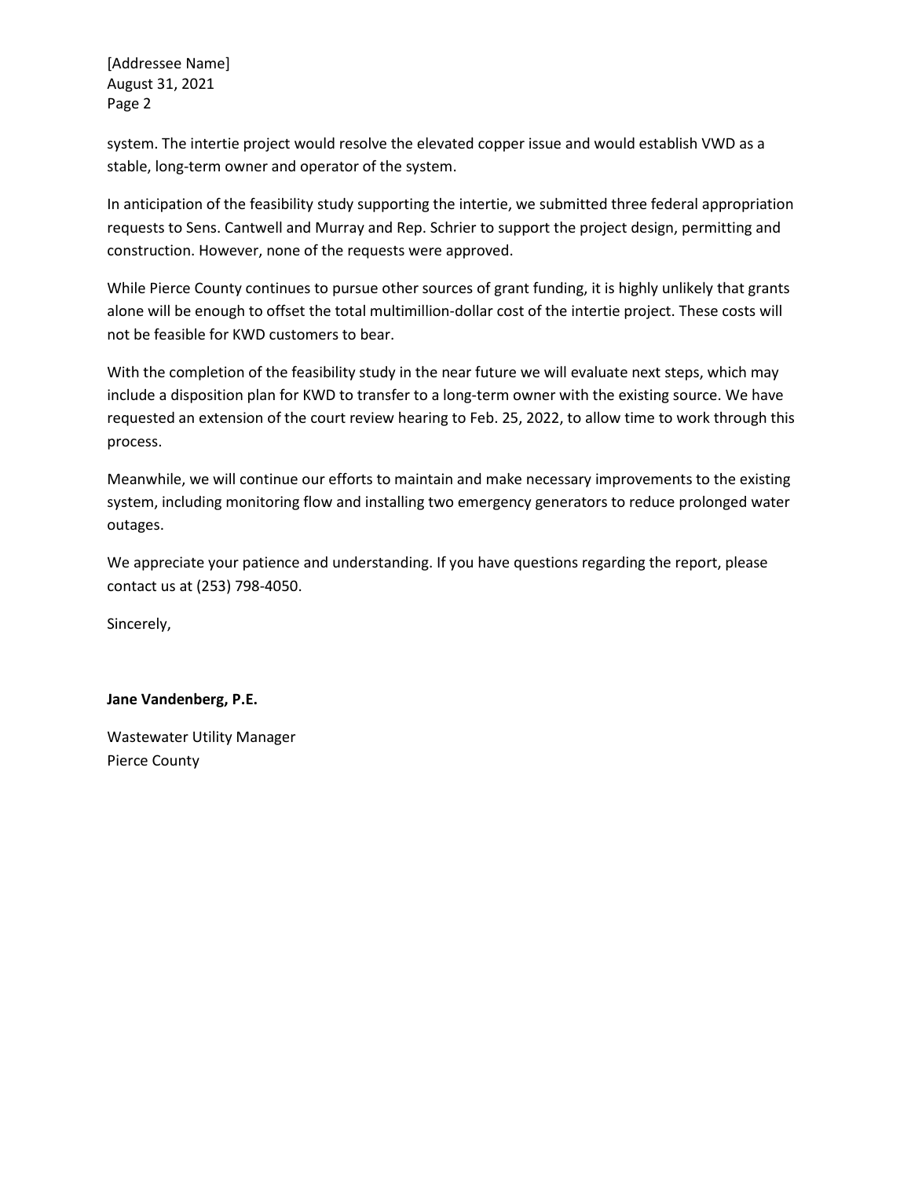system. The intertie project would resolve the elevated copper issue and would establish VWD as a stable, long-term owner and operator of the system.

In anticipation of the feasibility study supporting the intertie, we submitted three federal appropriation requests to Sens. Cantwell and Murray and Rep. Schrier to support the project design, permitting and construction. However, none of the requests were approved.

While Pierce County continues to pursue other sources of grant funding, it is highly unlikely that grants alone will be enough to offset the total multimillion-dollar cost of the intertie project. These costs will not be feasible for KWD customers to bear.

With the completion of the feasibility study in the near future we will evaluate next steps, which may include a disposition plan for KWD to transfer to a long-term owner with the existing source. We have requested an extension of the court review hearing to Feb. 25, 2022, to allow time to work through this process.

Meanwhile, we will continue our efforts to maintain and make necessary improvements to the existing system, including monitoring flow and installing two emergency generators to reduce prolonged water outages.

We appreciate your patience and understanding. If you have questions regarding the report, please contact us at (253) 798-4050.

Sincerely,

**Jane Vandenberg, P.E.**

Wastewater Utility Manager
Pierce County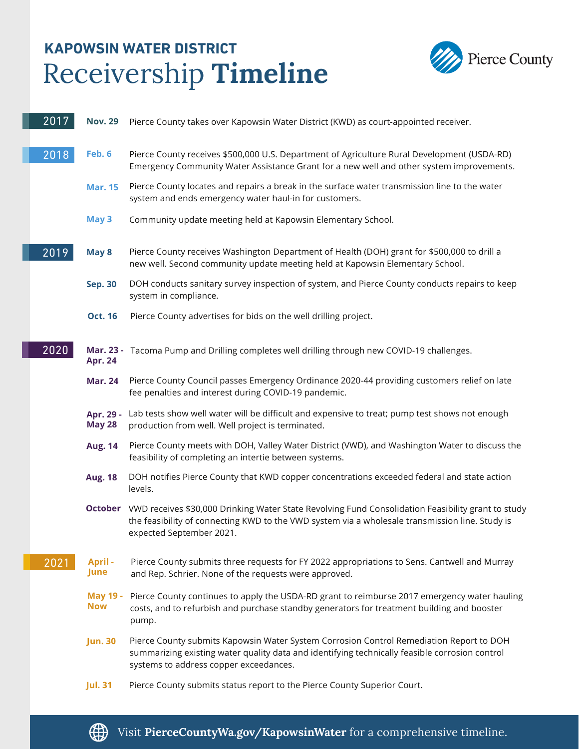# KAPOWSIN WATER DISTRICT

# Receivership **Timeline**

Pierce County

## 2017

**Nov. 29** Pierce County takes over Kapowsin Water District (KWD) as court-appointed receiver.

## 2018

**Feb. 6** Pierce County receives $500,000 U.S. Department of Agriculture Rural Development (USDA-RD) Emergency Community Water Assistance Grant for a new well and other system improvements.

**Mar. 15** Pierce County locates and repairs a break in the surface water transmission line to the water system and ends emergency water haul-in for customers.

**May 3** Community update meeting held at Kapowsin Elementary School.

## 2019

**May 8** Pierce County receives Washington Department of Health (DOH) grant for $500,000 to drill a new well. Second community update meeting held at Kapowsin Elementary School.

**Sep. 30** DOH conducts sanitary survey inspection of system, and Pierce County conducts repairs to keep system in compliance.

**Oct. 16** Pierce County advertises for bids on the well drilling project.

## 2020

**Mar. 23 - Apr. 24** Tacoma Pump and Drilling completes well drilling through new COVID-19 challenges.

**Mar. 24** Pierce County Council passes Emergency Ordinance 2020-44 providing customers relief on late fee penalties and interest during COVID-19 pandemic.

**Apr. 29 - May 28** Lab tests show well water will be difficult and expensive to treat; pump test shows not enough production from well. Well project is terminated.

**Aug. 14** Pierce County meets with DOH, Valley Water District (VWD), and Washington Water to discuss the feasibility of completing an intertie between systems.

**Aug. 18** DOH notifies Pierce County that KWD copper concentrations exceeded federal and state action levels.

**October** VWD receives $30,000 Drinking Water State Revolving Fund Consolidation Feasibility grant to study the feasibility of connecting KWD to the VWD system via a wholesale transmission line. Study is expected September 2021.

## 2021

**April - June** Pierce County submits three requests for FY 2022 appropriations to Sens. Cantwell and Murray and Rep. Schrier. None of the requests were approved.

**May 19 - Now** Pierce County continues to apply the USDA-RD grant to reimburse 2017 emergency water hauling costs, and to refurbish and purchase standby generators for treatment building and booster pump.

**Jun. 30** Pierce County submits Kapowsin Water System Corrosion Control Remediation Report to DOH summarizing existing water quality data and identifying technically feasible corrosion control systems to address copper exceedances.

**Jul. 31** Pierce County submits status report to the Pierce County Superior Court.

Visit **PierceCountyWa.gov/KapowsinWater** for a comprehensive timeline.